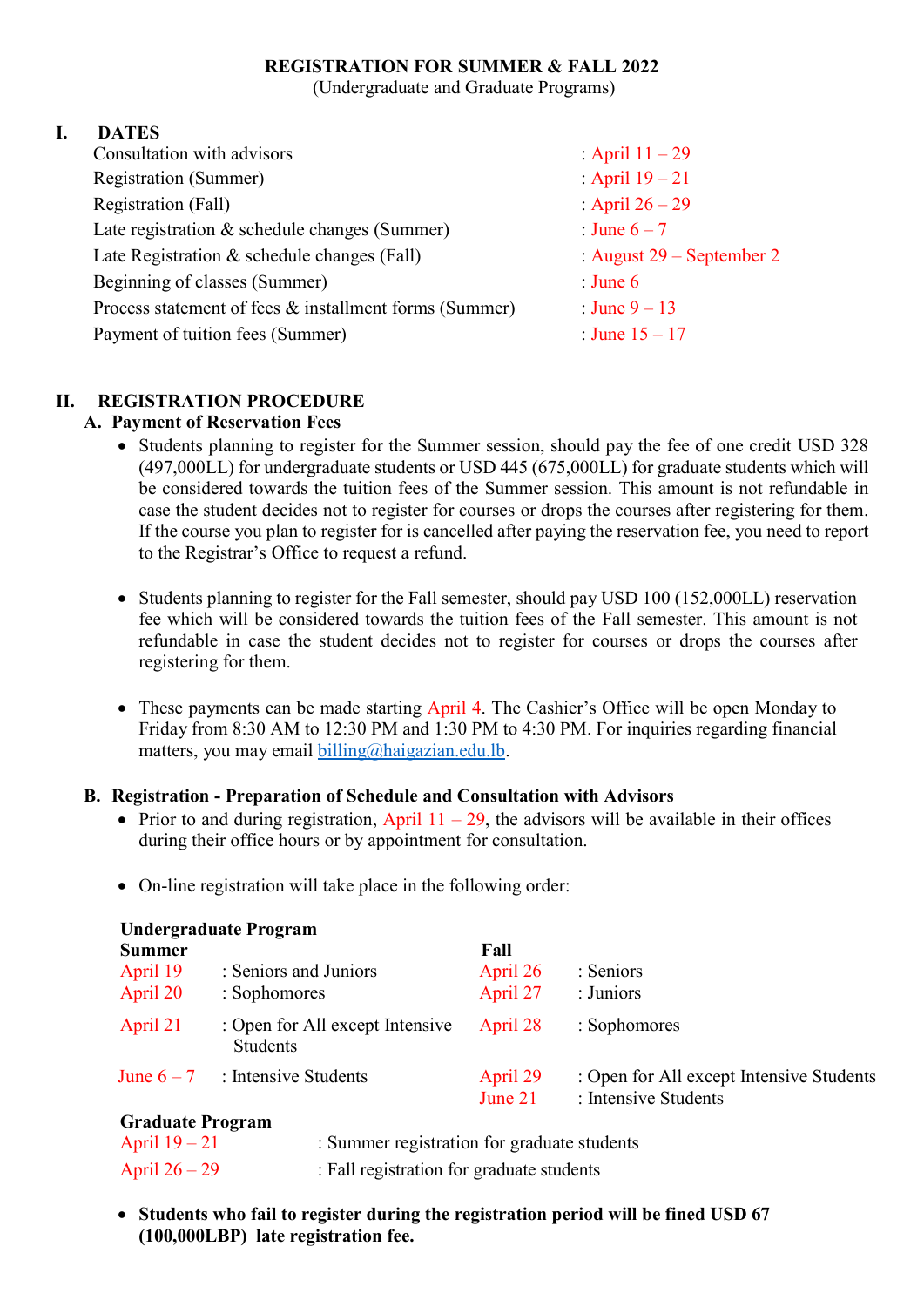**REGISTRATION FOR SUMMER & FALL 2022**
(Undergraduate and Graduate Programs)

## I. DATES

| | |
|---|---|
| Consultation with advisors | : April 11 – 29 |
| Registration (Summer) | : April 19 – 21 |
| Registration (Fall) | : April 26 – 29 |
| Late registration & schedule changes (Summer) | : June 6 – 7 |
| Late Registration & schedule changes (Fall) | : August 29 – September 2 |
| Beginning of classes (Summer) | : June 6 |
| Process statement of fees & installment forms (Summer) | : June 9 – 13 |
| Payment of tuition fees (Summer) | : June 15 – 17 |

## II. REGISTRATION PROCEDURE

### A. Payment of Reservation Fees

- Students planning to register for the Summer session, should pay the fee of one credit USD 328 (497,000LL) for undergraduate students or USD 445 (675,000LL) for graduate students which will be considered towards the tuition fees of the Summer session. This amount is not refundable in case the student decides not to register for courses or drops the courses after registering for them. If the course you plan to register for is cancelled after paying the reservation fee, you need to report to the Registrar's Office to request a refund.

- Students planning to register for the Fall semester, should pay USD 100 (152,000LL) reservation fee which will be considered towards the tuition fees of the Fall semester. This amount is not refundable in case the student decides not to register for courses or drops the courses after registering for them.

- These payments can be made starting April 4. The Cashier's Office will be open Monday to Friday from 8:30 AM to 12:30 PM and 1:30 PM to 4:30 PM. For inquiries regarding financial matters, you may email billing@haigazian.edu.lb.

### B. Registration - Preparation of Schedule and Consultation with Advisors

- Prior to and during registration, April 11 – 29, the advisors will be available in their offices during their office hours or by appointment for consultation.

- On-line registration will take place in the following order:

**Undergraduate Program**

| **Summer** | | **Fall** | |
|---|---|---|---|
| April 19 | : Seniors and Juniors | April 26 | : Seniors |
| April 20 | : Sophomores | April 27 | : Juniors |
| April 21 | : Open for All except Intensive Students | April 28 | : Sophomores |
| June 6 – 7 | : Intensive Students | April 29 | : Open for All except Intensive Students |
| | | June 21 | : Intensive Students |

**Graduate Program**

| | |
|---|---|
| April 19 – 21 | : Summer registration for graduate students |
| April 26 – 29 | : Fall registration for graduate students |

- **Students who fail to register during the registration period will be fined USD 67 (100,000LBP) late registration fee.**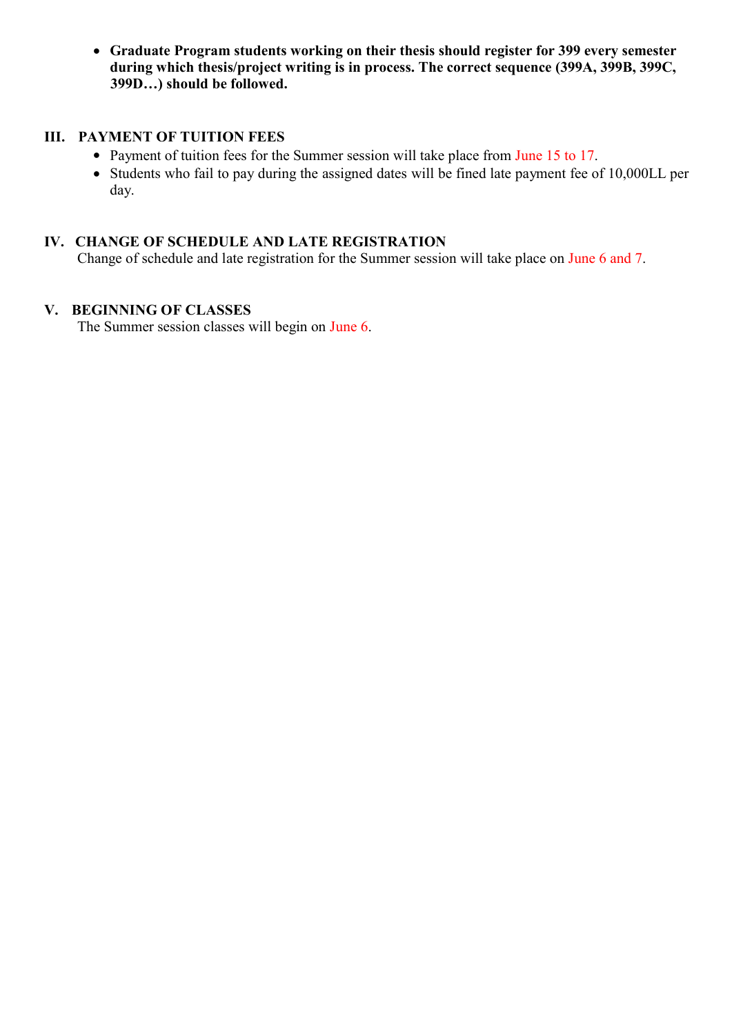- **Graduate Program students working on their thesis should register for 399 every semester during which thesis/project writing is in process. The correct sequence (399A, 399B, 399C, 399D…) should be followed.**

## III. PAYMENT OF TUITION FEES

- Payment of tuition fees for the Summer session will take place from June 15 to 17.
- Students who fail to pay during the assigned dates will be fined late payment fee of 10,000LL per day.

## IV. CHANGE OF SCHEDULE AND LATE REGISTRATION

Change of schedule and late registration for the Summer session will take place on June 6 and 7.

## V. BEGINNING OF CLASSES

The Summer session classes will begin on June 6.